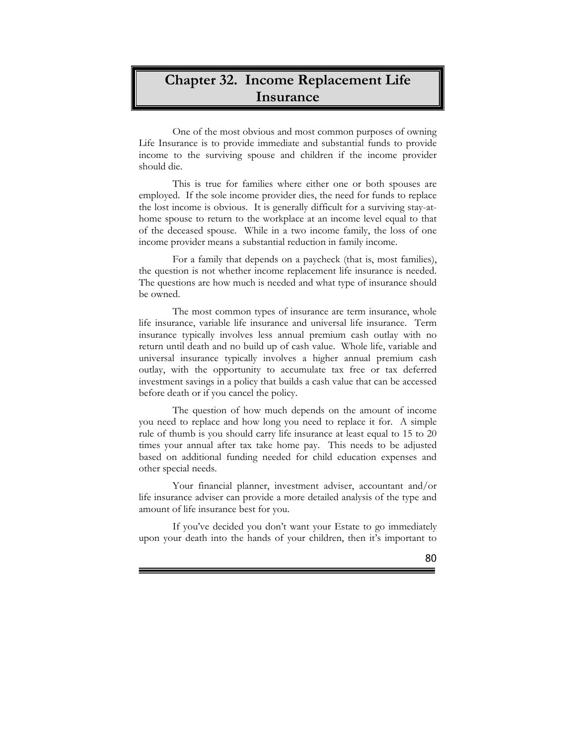# Chapter 32. Income Replacement Life Insurance

One of the most obvious and most common purposes of owning Life Insurance is to provide immediate and substantial funds to provide income to the surviving spouse and children if the income provider should die.

This is true for families where either one or both spouses are employed. If the sole income provider dies, the need for funds to replace the lost income is obvious. It is generally difficult for a surviving stay-at-home spouse to return to the workplace at an income level equal to that of the deceased spouse. While in a two income family, the loss of one income provider means a substantial reduction in family income.

For a family that depends on a paycheck (that is, most families), the question is not whether income replacement life insurance is needed. The questions are how much is needed and what type of insurance should be owned.

The most common types of insurance are term insurance, whole life insurance, variable life insurance and universal life insurance. Term insurance typically involves less annual premium cash outlay with no return until death and no build up of cash value. Whole life, variable and universal insurance typically involves a higher annual premium cash outlay, with the opportunity to accumulate tax free or tax deferred investment savings in a policy that builds a cash value that can be accessed before death or if you cancel the policy.

The question of how much depends on the amount of income you need to replace and how long you need to replace it for. A simple rule of thumb is you should carry life insurance at least equal to 15 to 20 times your annual after tax take home pay. This needs to be adjusted based on additional funding needed for child education expenses and other special needs.

Your financial planner, investment adviser, accountant and/or life insurance adviser can provide a more detailed analysis of the type and amount of life insurance best for you.

If you've decided you don't want your Estate to go immediately upon your death into the hands of your children, then it's important to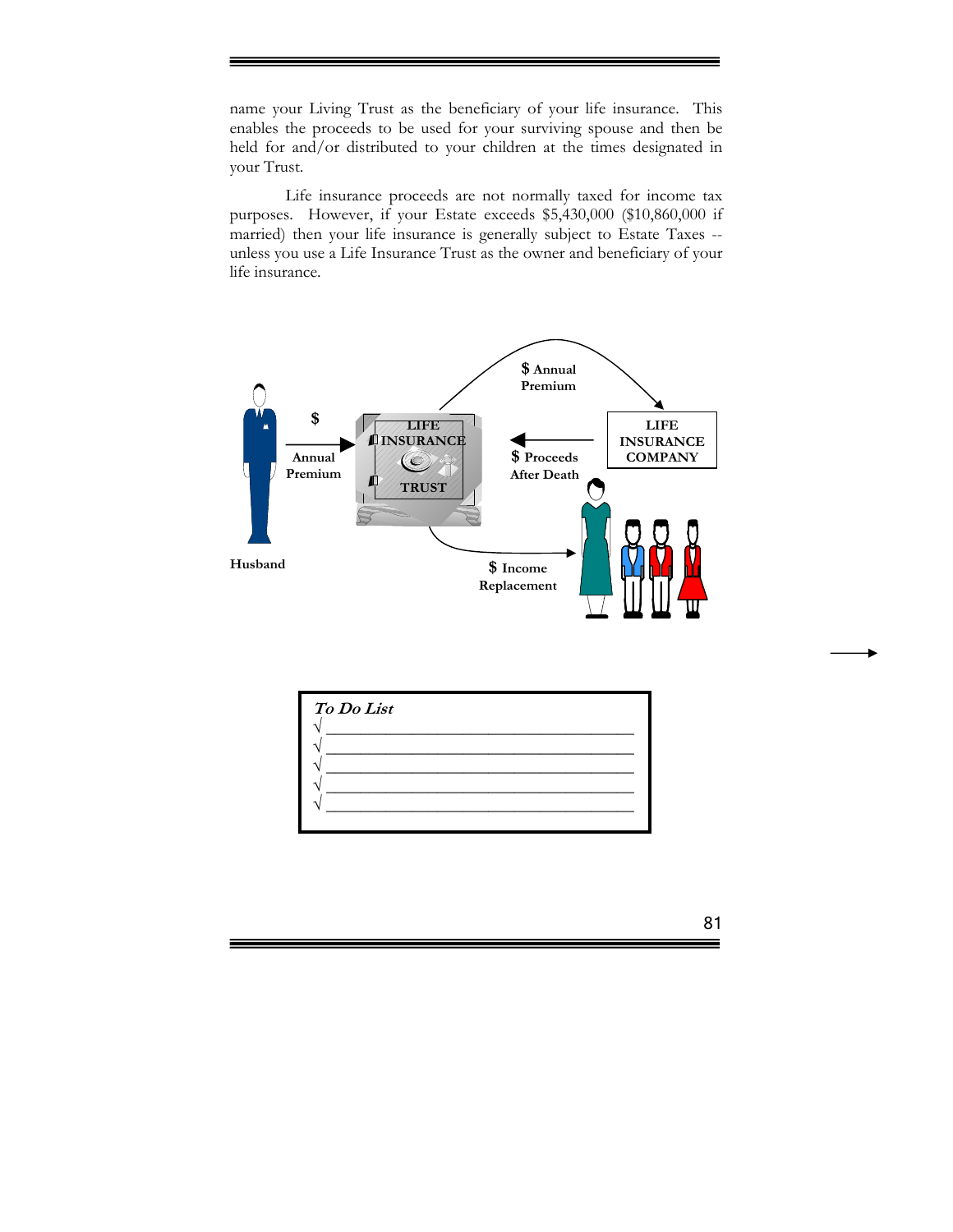name your Living Trust as the beneficiary of your life insurance. This enables the proceeds to be used for your surviving spouse and then be held for and/or distributed to your children at the times designated in your Trust.

Life insurance proceeds are not normally taxed for income tax purposes. However, if your Estate exceeds $5,430,000 ($10,860,000 if married) then your life insurance is generally subject to Estate Taxes -- unless you use a Life Insurance Trust as the owner and beneficiary of your life insurance.

$ Annual Premium

$

Annual Premium

LIFE INSURANCE TRUST

$ Proceeds After Death

LIFE INSURANCE COMPANY

Husband

$ Income Replacement

***To Do List***

√ ________________________________________

√ ________________________________________

√ ________________________________________

√ ________________________________________

√ ________________________________________